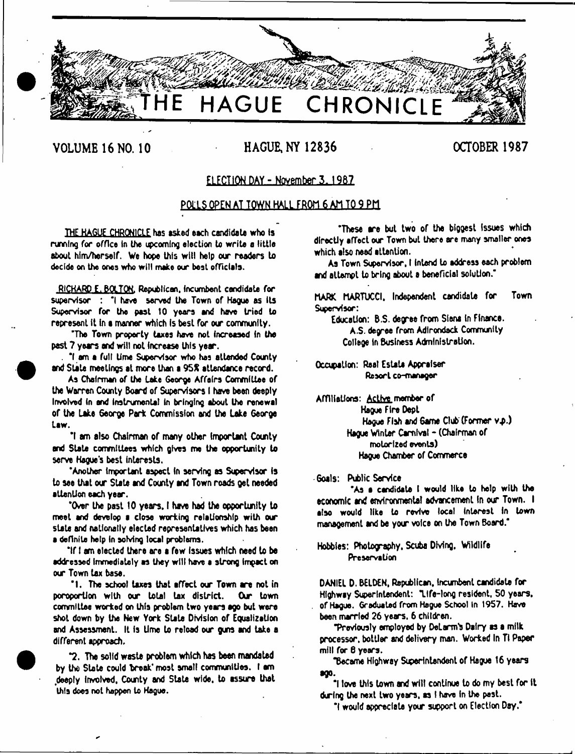# THE HAGUE CHRONICLE

VOLUME 16 NO. 10 HAGUE, NY 12836 OCTOBER 1987

## ELECTION DAY - November 3, 1987

### POLLS OPEN AT TOWN HALL FROM 6 AM TO 9 PM

THE HAGUE CHRONICLE has asked each candidate who is running for office in the upcoming election to write a little about him/herself. We hope this will help our readers to decide on the ones who will make our best officials.

RICHARD E. BOLTON, Republican, incumbent candidate for supervisor : "I have served the Town of Hague as its Supervisor for the past 10 years and have tried to represent it in a manner which is best for our community.

"The Town property taxes have not increased in the past 7 years and will not increase this year.

"I am a full time Supervisor who has attended County and State meetings at more than a 95% attendance record.

As Chairman of the Lake George Affairs Committee of the Warren County Board of Supervisors I have been deeply involved in and instrumental in bringing about the renewal of the Lake George Park Commission and the Lake George Law.

"I am also Chairman of many other important County and State committees which gives me the opportunity to serve Hague's best interests.

"Another important aspect in serving as Supervisor is to see that our State and County and Town roads get needed attention each year.

"Over the past 10 years, I have had the opportunity to meet and develop a close working relationship with our state and nationally elected representatives which has been a definite help in solving local problems.

"If I am elected there are a few issues which need to be addressed immediately as they will have a strong impact on our Town tax base.

"1. The school taxes that affect our Town are not in poroportion with our total tax district. Our town committee worked on this problem two years ago but were shot down by the New York State Division of Equalization and Assessment. It is time to reload our guns and take a different approach.

"2. The solid waste problem which has been mandated by the State could 'break' most small communities. I am deeply involved, County and State wide, to assure that this does not happen to Hague.

"These are but two of the biggest issues which directly affect our Town but there are many smaller ones which also need attention.

As Town Supervisor, I intend to address each problem and attempt to bring about a beneficial solution."

MARK MARTUCCI, Independent candidate for Town Supervisor:

Education: B.S. degree from Siena in Finance.
A.S. degree from Adirondack Community College in Business Administration.

Occupation: Real Estate Appraiser
Resort co-manager

Affiliations: Active member of
Hague Fire Dept
Hague Fish and Game Club (Former v.p.)
Hague Winter Carnival - (Chairman of motorized events)
Hague Chamber of Commerce

Goals: Public Service

"As a candidate I would like to help with the economic and environmental advancement in our Town. I also would like to revive local interest in town management and be your voice on the Town Board."

Hobbies: Photography, Scuba Diving, Wildlife Preservation

DANIEL D. BELDEN, Republican, incumbent candidate for Highway Superintendent: "Life-long resident, 50 years, of Hague. Graduated from Hague School in 1957. Have been married 26 years, 6 children.

"Previously employed by DeLarm's Dairy as a milk processor, bottler and delivery man. Worked in TI Paper mill for 8 years.

"Became Highway Superintendent of Hague 16 years ago.

"I love this town and will continue to do my best for it during the next two years, as I have in the past.

"I would appreciate your support on Election Day."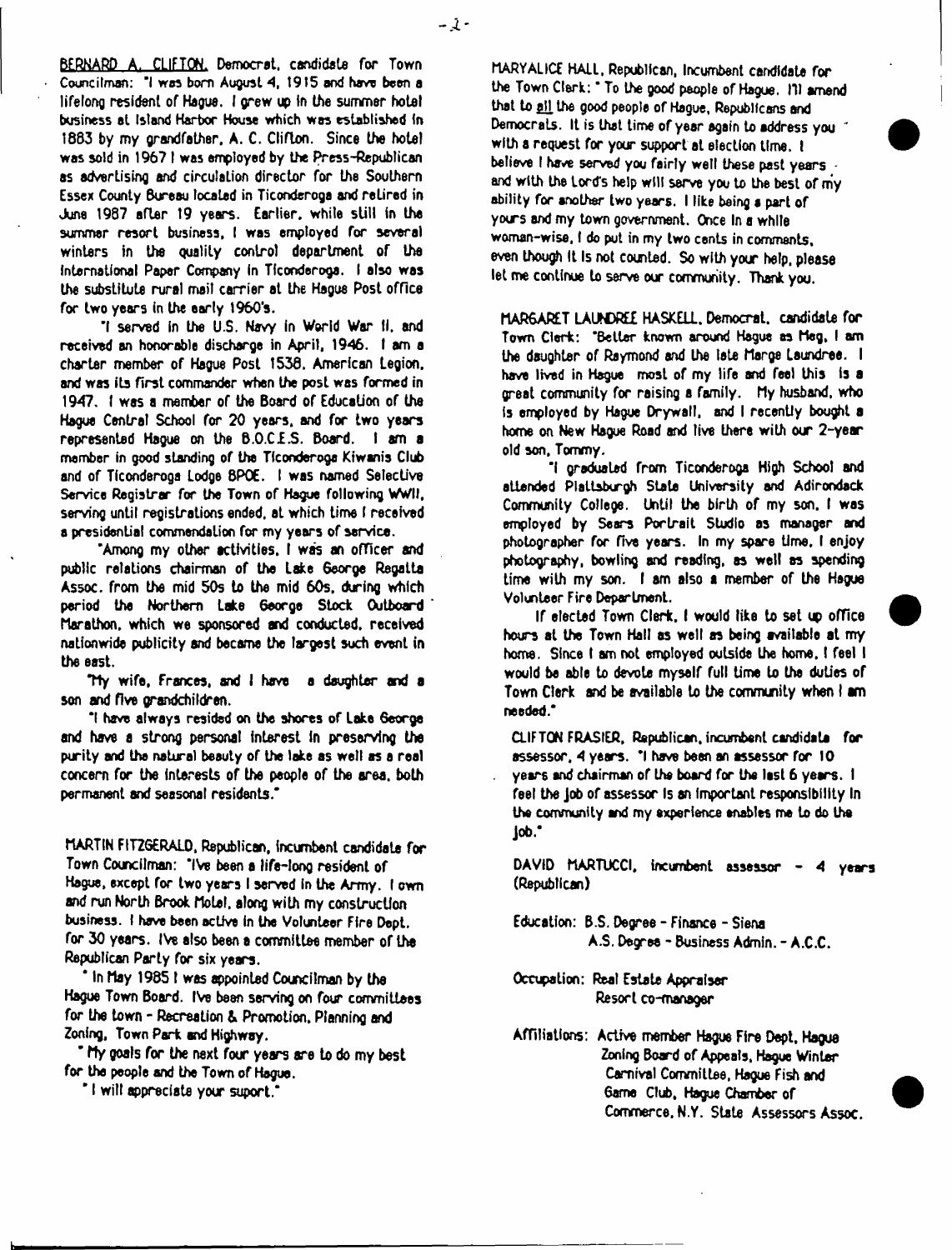**BERNARD A. CLIFTON**, Democrat, candidate for Town Councilman: "I was born August 4, 1915 and have been a lifelong resident of Hague. I grew up in the summer hotel business at Island Harbor House which was established in 1883 by my grandfather, A. C. Clifton. Since the hotel was sold in 1967 I was employed by the Press-Republican as advertising and circulation director for the Southern Essex County Bureau located in Ticonderoga and retired in June 1987 after 19 years. Earlier, while still in the summer resort business, I was employed for several winters in the quality control department of the International Paper Company in Ticonderoga. I also was the substitute rural mail carrier at the Hague Post office for two years in the early 1960's.

"I served in the U.S. Navy in World War II, and received an honorable discharge in April, 1946. I am a charter member of Hague Post 1538, American Legion, and was its first commander when the post was formed in 1947. I was a member of the Board of Education of the Hague Central School for 20 years, and for two years represented Hague on the B.O.C.E.S. Board. I am a member in good standing of the Ticonderoga Kiwanis Club and of Ticonderoga Lodge BPOE. I was named Selective Service Registrar for the Town of Hague following WWII, serving until registrations ended, at which time I received a presidential commendation for my years of service.

"Among my other activities, I was an officer and public relations chairman of the Lake George Regatta Assoc. from the mid 50s to the mid 60s, during which period the Northern Lake George Stock Outboard Marathon, which we sponsored and conducted, received nationwide publicity and became the largest such event in the east.

"My wife, Frances, and I have a daughter and a son and five grandchildren.

"I have always resided on the shores of Lake George and have a strong personal interest in preserving the purity and the natural beauty of the lake as well as a real concern for the interests of the people of the area, both permanent and seasonal residents."

**MARTIN FITZGERALD**, Republican, incumbent candidate for Town Councilman: "I've been a life-long resident of Hague, except for two years I served in the Army. I own and run North Brook Motel, along with my construction business. I have been active in the Volunteer Fire Dept. for 30 years. I've also been a committee member of the Republican Party for six years.

" In May 1985 I was appointed Councilman by the Hague Town Board. I've been serving on four committees for the town - Recreation & Promotion, Planning and Zoning, Town Park and Highway.

" My goals for the next four years are to do my best for the people and the Town of Hague.

" I will appreciate your suport."

**MARYALICE HALL**, Republican, incumbent candidate for the Town Clerk: " To the good people of Hague. I'll amend that to all the good people of Hague, Republicans and Democrats. It is that time of year again to address you with a request for your support at election time. I believe I have served you fairly well these past years and with the Lord's help will serve you to the best of my ability for another two years. I like being a part of yours and my town government. Once in a while woman-wise, I do put in my two cents in comments, even though it is not counted. So with your help, please let me continue to serve our community. Thank you.

**MARGARET LAUNDREE HASKELL**, Democrat, candidate for Town Clerk: "Better known around Hague as Meg, I am the daughter of Raymond and the late Marge Laundree. I have lived in Hague most of my life and feel this is a great community for raising a family. My husband, who is employed by Hague Drywall, and I recently bought a home on New Hague Road and live there with our 2-year old son, Tommy.

"I graduated from Ticonderoga High School and attended Plattsburgh State University and Adirondack Community College. Until the birth of my son, I was employed by Sears Portrait Studio as manager and photographer for five years. In my spare time, I enjoy photography, bowling and reading, as well as spending time with my son. I am also a member of the Hague Volunteer Fire Department.

If elected Town Clerk, I would like to set up office hours at the Town Hall as well as being available at my home. Since I am not employed outside the home, I feel I would be able to devote myself full time to the duties of Town Clerk and be available to the community when I am needed."

**CLIFTON FRASIER**, Republican, incumbent candidate for assessor, 4 years. "I have been an assessor for 10 years and chairman of the board for the last 6 years. I feel the job of assessor is an important responsibility in the community and my experience enables me to do the job."

**DAVID MARTUCCI**, incumbent assessor - 4 years (Republican)

Education: B.S. Degree - Finance - Siena
A.S. Degree - Business Admin. - A.C.C.

Occupation: Real Estate Appraiser
Resort co-manager

Affiliations: Active member Hague Fire Dept, Hague Zoning Board of Appeals, Hague Winter Carnival Committee, Hague Fish and Game Club, Hague Chamber of Commerce, N.Y. State Assessors Assoc.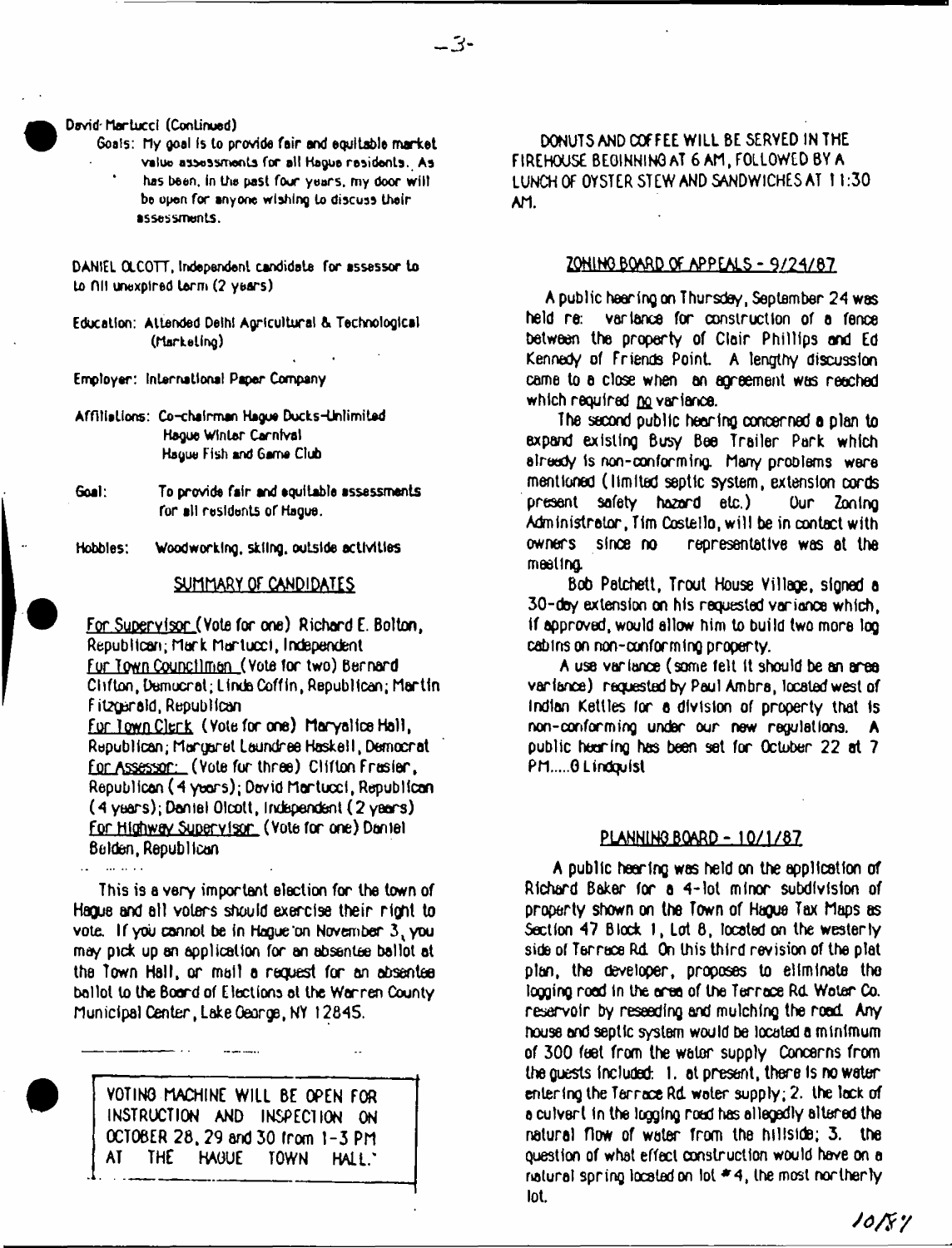David Martucci (Continued)

Goals: My goal is to provide fair and equitable market value assessments for all Hague residents. As has been, in the past four years, my door will be open for anyone wishing to discuss their assessments.

DANIEL OLCOTT, Independent candidate for assessor to to fill unexpired term (2 years)

Education: Attended Delhi Agricultural & Technological (Marketing)

Employer: International Paper Company

Affiliations: Co-chairman Hague Ducks-Unlimited
Hague Winter Carnival
Hague Fish and Game Club

Goal: To provide fair and equitable assessments for all residents of Hague.

Hobbies: Woodworking, skiing, outside activities

## SUMMARY OF CANDIDATES

For Supervisor (Vote for one) Richard E. Bolton, Republican; Mark Martucci, Independent
For Town Councilmen (Vote for two) Bernard Clifton, Democrat; Linda Coffin, Republican; Martin Fitzgerald, Republican
For Town Clerk (Vote for one) Maryalice Hall, Republican; Margaret Laundree Haskell, Democrat
For Assessor: (Vote for three) Clifton Frasier, Republican (4 years); David Martucci, Republican (4 years); Daniel Olcott, Independent (2 years)
For Highway Supervisor (Vote for one) Daniel Belden, Republican

This is a very important election for the town of Hague and all voters should exercise their right to vote. If you cannot be in Hague on November 3, you may pick up an application for an absentee ballot at the Town Hall, or mail a request for an absentee ballot to the Board of Elections at the Warren County Municipal Center, Lake George, NY 12845.

VOTING MACHINE WILL BE OPEN FOR INSTRUCTION AND INSPECTION ON OCTOBER 28, 29 and 30 from 1-3 PM AT THE HAGUE TOWN HALL.

DONUTS AND COFFEE WILL BE SERVED IN THE FIREHOUSE BEGINNING AT 6 AM, FOLLOWED BY A LUNCH OF OYSTER STEW AND SANDWICHES AT 11:30 AM.

## ZONING BOARD OF APPEALS - 9/24/87

A public hearing on Thursday, September 24 was held re: variance for construction of a fence between the property of Clair Phillips and Ed Kennedy of Friends Point. A lengthy discussion came to a close when an agreement was reached which required no variance.

The second public hearing concerned a plan to expand existing Busy Bee Trailer Park which already is non-conforming. Many problems were mentioned (limited septic system, extension cords present safety hazard etc.) Our Zoning Administrator, Tim Costello, will be in contact with owners since no representative was at the meeting.

Bob Patchett, Trout House Village, signed a 30-day extension on his requested variance which, if approved, would allow him to build two more log cabins on non-conforming property.

A use variance (some felt it should be an area variance) requested by Paul Ambra, located west of Indian Kettles for a division of property that is non-conforming under our new regulations. A public hearing has been set for October 22 at 7 PM.....G Lindquist

## PLANNING BOARD - 10/1/87

A public hearing was held on the application of Richard Baker for a 4-lot minor subdivision of property shown on the Town of Hague Tax Maps as Section 47 Block 1, Lot 8, located on the westerly side of Terrace Rd. On this third revision of the plat plan, the developer, proposes to eliminate the logging road in the area of the Terrace Rd. Water Co. reservoir by reseeding and mulching the road. Any house and septic system would be located a minimum of 300 feet from the water supply Concerns from the guests included: 1. at present, there is no water entering the Terrace Rd. water supply; 2. the lack of a culvert in the logging road has allegedly altered the natural flow of water from the hillside; 3. the question of what effect construction would have on a natural spring located on lot #4, the most northerly lot.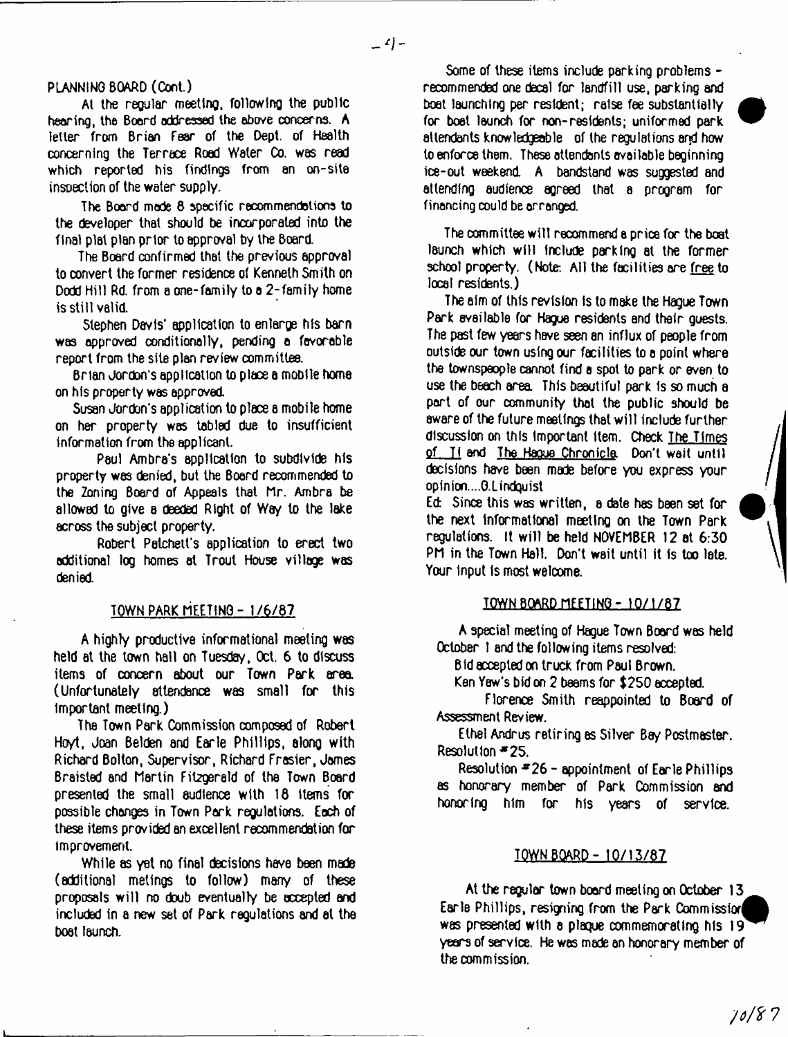PLANNING BOARD (Cont.)

At the regular meeting, following the public hearing, the Board addressed the above concerns. A letter from Brian Fear of the Dept. of Health concerning the Terrace Road Water Co. was read which reported his findings from an on-site inspection of the water supply.

The Board made 8 specific recommendations to the developer that should be incorporated into the final plat plan prior to approval by the Board.

The Board confirmed that the previous approval to convert the former residence of Kenneth Smith on Dodd Hill Rd. from a one-family to a 2-family home is still valid.

Stephen Davis' application to enlarge his barn was approved conditionally, pending a favorable report from the site plan review committee.

Brian Jordon's application to place a mobile home on his property was approved.

Susan Jordon's application to place a mobile home on her property was tabled due to insufficient information from the applicant.

Paul Ambra's application to subdivide his property was denied, but the Board recommended to the Zoning Board of Appeals that Mr. Ambra be allowed to give a deeded Right of Way to the lake across the subject property.

Robert Patchett's application to erect two additional log homes at Trout House village was denied.

## TOWN PARK MEETING - 1/6/87

A highly productive informational meeting was held at the town hall on Tuesday, Oct. 6 to discuss items of concern about our Town Park area. (Unfortunately attendance was small for this important meeting.)

The Town Park Commission composed of Robert Hoyt, Joan Belden and Earle Phillips, along with Richard Bolton, Supervisor, Richard Frasier, James Braisted and Martin Fitzgerald of the Town Board presented the small audience with 18 items for possible changes in Town Park regulations. Each of these items provided an excellent recommendation for improvement.

While as yet no final decisions have been made (additional metings to follow) many of these proposals will no doub eventually be accepted and included in a new set of Park regulations and at the boat launch.

Some of these items include parking problems - recommended one decal for landfill use, parking and boat launching per resident; raise fee substantially for boat launch for non-residents; uniformed park attendants knowledgeable of the regulations and how to enforce them. These attendants available beginning ice-out weekend. A bandstand was suggested and attending audience agreed that a program for financing could be arranged.

The committee will recommend a price for the boat launch which will include parking at the former school property. (Note: All the facilities are free to local residents.)

The aim of this revision is to make the Hague Town Park available for Hague residents and their guests. The past few years have seen an influx of people from outside our town using our facilities to a point where the townspeople cannot find a spot to park or even to use the beach area. This beautiful park is so much a part of our community that the public should be aware of the future meetings that will include further discussion on this important item. Check The Times of Ti and The Hague Chronicle. Don't wait until decisions have been made before you express your opinion....G.Lindquist

Ed: Since this was written, a date has been set for the next informational meeting on the Town Park regulations. It will be held NOVEMBER 12 at 6:30 PM in the Town Hall. Don't wait until it is too late. Your input is most welcome.

## TOWN BOARD MEETING - 10/1/87

A special meeting of Hague Town Board was held October 1 and the following items resolved:

Bid accepted on truck from Paul Brown.

Ken Yaw's bid on 2 beams for $250 accepted.

Florence Smith reappointed to Board of Assessment Review.

Ethel Andrus retiring as Silver Bay Postmaster. Resolution #25.

Resolution #26 - appointment of Earle Phillips as honorary member of Park Commission and honoring him for his years of service.

## TOWN BOARD - 10/13/87

At the regular town board meeting on October 13 Earle Phillips, resigning from the Park Commission was presented with a plaque commemorating his 19 years of service. He was made an honorary member of the commission.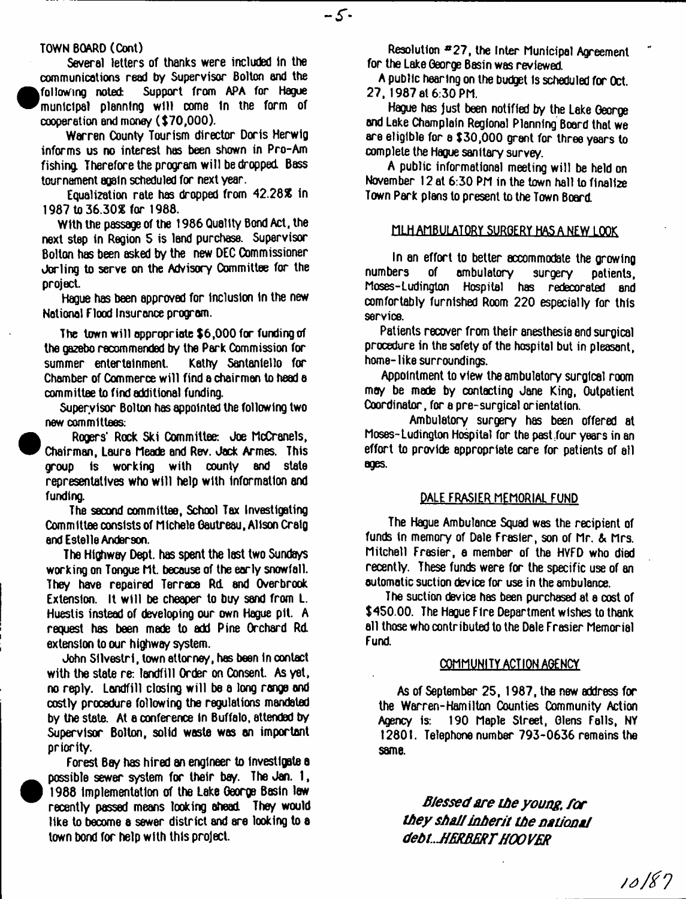TOWN BOARD (Cont)

Several letters of thanks were included in the communications read by Supervisor Bolton and the following noted: Support from APA for Hague municipal planning will come in the form of cooperation and money ($70,000).

Warren County Tourism director Doris Herwig informs us no interest has been shown in Pro-Am fishing. Therefore the program will be dropped. Bass tournament again scheduled for next year.

Equalization rate has dropped from 42.28% in 1987 to 36.30% for 1988.

With the passage of the 1986 Quality Bond Act, the next step in Region 5 is land purchase. Supervisor Bolton has been asked by the new DEC Commissioner Jorling to serve on the Advisory Committee for the project.

Hague has been approved for inclusion in the new National Flood Insurance program.

The town will appropriate $6,000 for funding of the gazebo recommended by the Park Commission for summer entertainment. Kathy Santaniello for Chamber of Commerce will find a chairman to head a committee to find additional funding.

Supervisor Bolton has appointed the following two new committees:

Rogers' Rock Ski Committee: Joe McCranels, Chairman, Laura Meade and Rev. Jack Armes. This group is working with county and state representatives who will help with information and funding.

The second committee, School Tax Investigating Committee consists of Michele Gautreau, Alison Craig and Estelle Anderson.

The Highway Dept. has spent the last two Sundays working on Tongue Mt. because of the early snowfall. They have repaired Terrace Rd. and Overbrook Extension. It will be cheaper to buy sand from L. Huestis instead of developing our own Hague pit. A request has been made to add Pine Orchard Rd. extension to our highway system.

John Silvestri, town attorney, has been in contact with the state re: landfill Order on Consent. As yet, no reply. Landfill closing will be a long range and costly procedure following the regulations mandated by the state. At a conference in Buffalo, attended by Supervisor Bolton, solid waste was an important priority.

Forest Bay has hired an engineer to investigate a possible sewer system for their bay. The Jan. 1, 1988 implementation of the Lake George Basin law recently passed means looking ahead. They would like to become a sewer district and are looking to a town bond for help with this project.

Resolution #27, the Inter Municipal Agreement for the Lake George Basin was reviewed.

A public hearing on the budget is scheduled for Oct. 27, 1987 at 6:30 PM.

Hague has just been notified by the Lake George and Lake Champlain Regional Planning Board that we are eligible for a $30,000 grant for three years to complete the Hague sanitary survey.

A public informational meeting will be held on November 12 at 6:30 PM in the town hall to finalize Town Park plans to present to the Town Board.

## MLH AMBULATORY SURGERY HAS A NEW LOOK

In an effort to better accommodate the growing numbers of ambulatory surgery patients, Moses-Ludington Hospital has redecorated and comfortably furnished Room 220 especially for this service.

Patients recover from their anesthesia and surgical procedure in the safety of the hospital but in pleasant, home-like surroundings.

Appointment to view the ambulatory surgical room may be made by contacting Jane King, Outpatient Coordinator, for a pre-surgical orientation.

Ambulatory surgery has been offered at Moses-Ludington Hospital for the past four years in an effort to provide appropriate care for patients of all ages.

## DALE FRASIER MEMORIAL FUND

The Hague Ambulance Squad was the recipient of funds in memory of Dale Frasier, son of Mr. & Mrs. Mitchell Frasier, a member of the HVFD who died recently. These funds were for the specific use of an automatic suction device for use in the ambulance.

The suction device has been purchased at a cost of $450.00. The Hague Fire Department wishes to thank all those who contributed to the Dale Frasier Memorial Fund.

## COMMUNITY ACTION AGENCY

As of September 25, 1987, the new address for the Warren-Hamilton Counties Community Action Agency is: 190 Maple Street, Glens Falls, NY 12801. Telephone number 793-0636 remains the same.

***Blessed are the young, for they shall inherit the national debt...HERBERT HOOVER***

10/87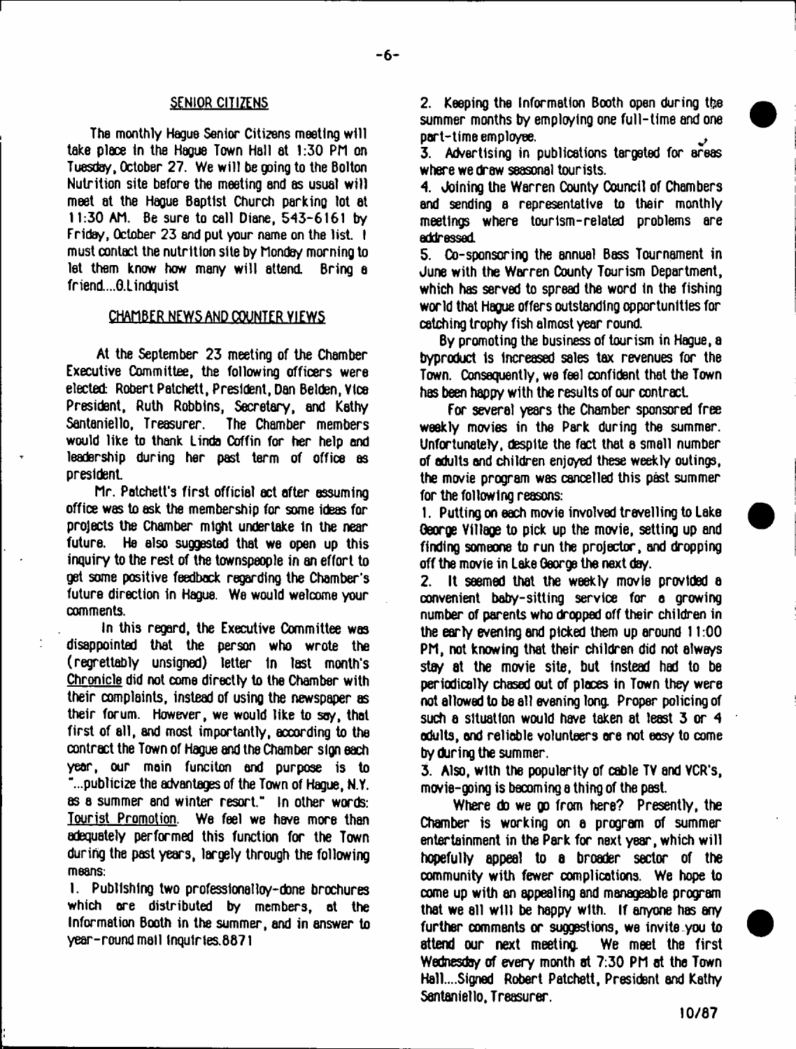## SENIOR CITIZENS

The monthly Hague Senior Citizens meeting will take place in the Hague Town Hall at 1:30 PM on Tuesday, October 27. We will be going to the Bolton Nutrition site before the meeting and as usual will meet at the Hague Baptist Church parking lot at 11:30 AM. Be sure to call Diane, 543-6161 by Friday, October 23 and put your name on the list. I must contact the nutrition site by Monday morning to let them know how many will attend. Bring a friend....G.Lindquist

## CHAMBER NEWS AND COUNTER VIEWS

At the September 23 meeting of the Chamber Executive Committee, the following officers were elected: Robert Patchett, President, Dan Belden, Vice President, Ruth Robbins, Secretary, and Kathy Santaniello, Treasurer. The Chamber members would like to thank Linda Coffin for her help and leadership during her past term of office as president.

Mr. Patchett's first official act after assuming office was to ask the membership for some ideas for projects the Chamber might undertake in the near future. He also suggested that we open up this inquiry to the rest of the townspeople in an effort to get some positive feedback regarding the Chamber's future direction in Hague. We would welcome your comments.

In this regard, the Executive Committee was disappointed that the person who wrote the (regrettably unsigned) letter in last month's Chronicle did not come directly to the Chamber with their complaints, instead of using the newspaper as their forum. However, we would like to say, that first of all, and most importantly, according to the contract the Town of Hague and the Chamber sign each year, our main funciton and purpose is to "...publicize the advantages of the Town of Hague, N.Y. as a summer and winter resort." In other words: Tourist Promotion. We feel we have more than adequately performed this function for the Town during the past years, largely through the following means:

1. Publishing two professionalloy-done brochures which are distributed by members, at the Information Booth in the summer, and in answer to year-round mail inquiries.8871
2. Keeping the Information Booth open during the summer months by employing one full-time and one part-time employee.
3. Advertising in publications targeted for areas where we draw seasonal tourists.
4. Joining the Warren County Council of Chambers and sending a representative to their monthly meetings where tourism-related problems are addressed.
5. Co-sponsoring the annual Bass Tournament in June with the Warren County Tourism Department, which has served to spread the word in the fishing world that Hague offers outstanding opportunities for catching trophy fish almost year round.

By promoting the business of tourism in Hague, a byproduct is increased sales tax revenues for the Town. Consequently, we feel confident that the Town has been happy with the results of our contract.

For several years the Chamber sponsored free weekly movies in the Park during the summer. Unfortunately, despite the fact that a small number of adults and children enjoyed these weekly outings, the movie program was cancelled this past summer for the following reasons:

1. Putting on each movie involved travelling to Lake George Village to pick up the movie, setting up and finding someone to run the projector, and dropping off the movie in Lake George the next day.
2. It seemed that the weekly movie provided a convenient baby-sitting service for a growing number of parents who dropped off their children in the early evening and picked them up around 11:00 PM, not knowing that their children did not always stay at the movie site, but instead had to be periodically chased out of places in Town they were not allowed to be all evening long. Proper policing of such a situation would have taken at least 3 or 4 adults, and reliable volunteers are not easy to come by during the summer.
3. Also, with the popularity of cable TV and VCR's, movie-going is becoming a thing of the past.

Where do we go from here? Presently, the Chamber is working on a program of summer entertainment in the Park for next year, which will hopefully appeal to a broader sector of the community with fewer complications. We hope to come up with an appealing and manageable program that we all will be happy with. If anyone has any further comments or suggestions, we invite you to attend our next meeting. We meet the first Wednesday of every month at 7:30 PM at the Town Hall....Signed Robert Patchett, President and Kathy Santaniello, Treasurer.

10/87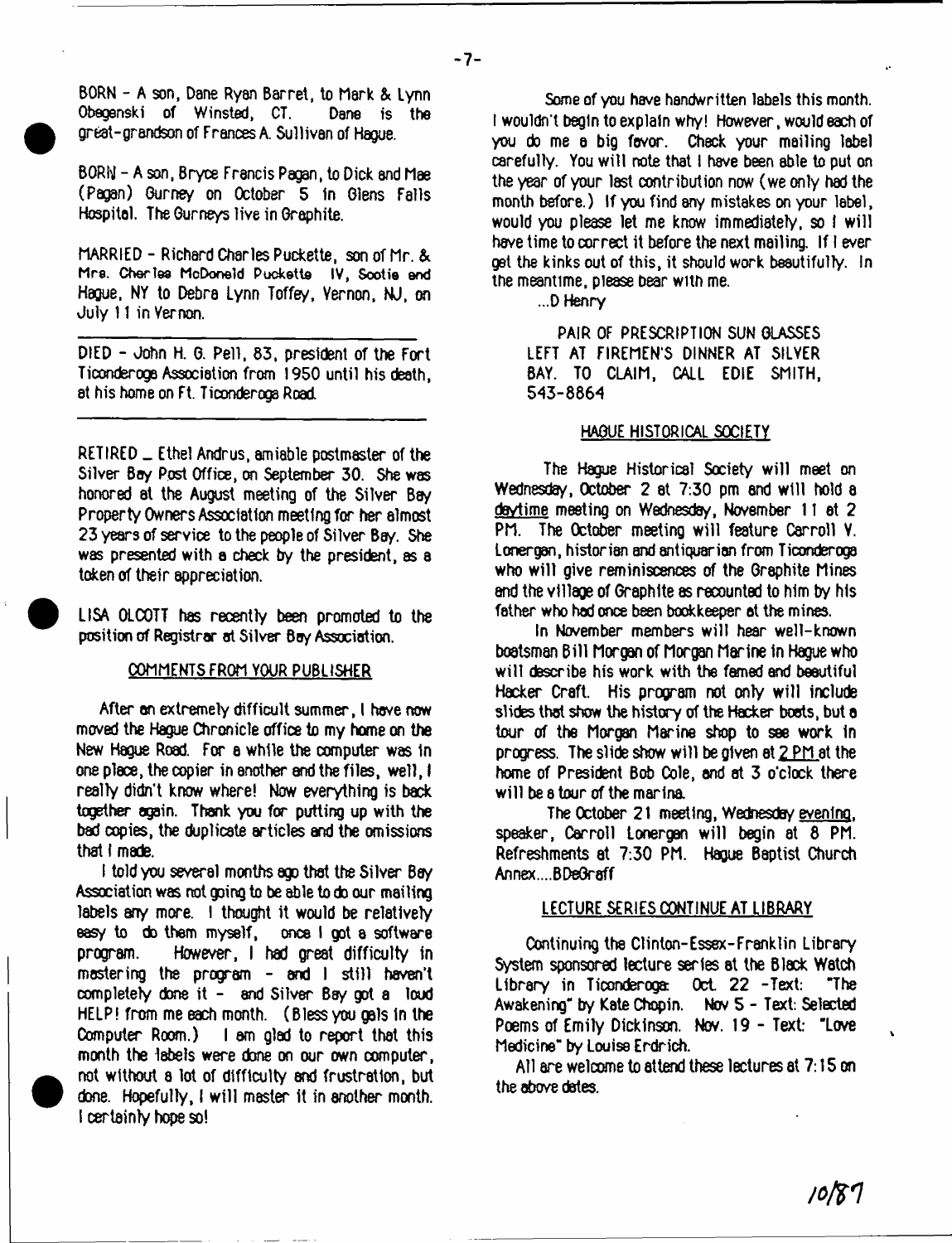BORN - A son, Dane Ryan Barret, to Mark & Lynn Obegenski of Winsted, CT. Dane is the great-grandson of Frances A. Sullivan of Hague.

BORN - A son, Bryce Francis Pagan, to Dick and Mae (Pagan) Gurney on October 5 in Glens Falls Hospital. The Gurneys live in Graphite.

MARRIED - Richard Charles Puckette, son of Mr. & Mrs. Charles McDonald Puckette IV, Scotia and Hague, NY to Debra Lynn Toffey, Vernon, NJ, on July 11 in Vernon.

---

DIED - John H. G. Pell, 83, president of the Fort Ticonderoga Association from 1950 until his death, at his home on Ft. Ticonderoga Road.

---

RETIRED _ Ethel Andrus, amiable postmaster of the Silver Bay Post Office, on September 30. She was honored at the August meeting of the Silver Bay Property Owners Association meeting for her almost 23 years of service to the people of Silver Bay. She was presented with a check by the president, as a token of their appreciation.

LISA OLCOTT has recently been promoted to the position of Registrar at Silver Bay Association.

## COMMENTS FROM YOUR PUBLISHER

After an extremely difficult summer, I have now moved the Hague Chronicle office to my home on the New Hague Road. For a while the computer was in one place, the copier in another and the files, well, I really didn't know where! Now everything is back together again. Thank you for putting up with the bad copies, the duplicate articles and the omissions that I made.

I told you several months ago that the Silver Bay Association was not going to be able to do our mailing labels any more. I thought it would be relatively easy to do them myself, once I got a software program. However, I had great difficulty in mastering the program - and I still haven't completely done it - and Silver Bay got a loud HELP! from me each month. (Bless you gals in the Computer Room.) I am glad to report that this month the labels were done on our own computer, not without a lot of difficulty and frustration, but done. Hopefully, I will master it in another month. I certainly hope so!

Some of you have handwritten labels this month. I wouldn't begin to explain why! However, would each of you do me a big favor. Check your mailing label carefully. You will note that I have been able to put on the year of your last contribution now (we only had the month before.) If you find any mistakes on your label, would you please let me know immediately, so I will have time to correct it before the next mailing. If I ever get the kinks out of this, it should work beautifully. In the meantime, please bear with me.

...D Henry

PAIR OF PRESCRIPTION SUN GLASSES LEFT AT FIREMEN'S DINNER AT SILVER BAY. TO CLAIM, CALL EDIE SMITH, 543-8864

## HAGUE HISTORICAL SOCIETY

The Hague Historical Society will meet on Wednesday, October 2 at 7:30 pm and will hold a daytime meeting on Wednesday, November 11 at 2 PM. The October meeting will feature Carroll V. Lonergan, historian and antiquarian from Ticonderoga who will give reminiscences of the Graphite Mines and the village of Graphite as recounted to him by his father who had once been bookkeeper at the mines.

In November members will hear well-known boatsman Bill Morgan of Morgan Marine in Hague who will describe his work with the famed and beautiful Hacker Craft. His program not only will include slides that show the history of the Hacker boats, but a tour of the Morgan Marine shop to see work in progress. The slide show will be given at 2 PM at the home of President Bob Cole, and at 3 o'clock there will be a tour of the marina.

The October 21 meeting, Wednesday evening, speaker, Carroll Lonergan will begin at 8 PM. Refreshments at 7:30 PM. Hague Baptist Church Annex....BDeGraff

## LECTURE SERIES CONTINUE AT LIBRARY

Continuing the Clinton-Essex-Franklin Library System sponsored lecture series at the Black Watch Library in Ticonderoga: Oct. 22 - Text: "The Awakening" by Kate Chopin. Nov 5 - Text: Selected Poems of Emily Dickinson. Nov. 19 - Text: "Love Medicine" by Louise Erdrich.

All are welcome to attend these lectures at 7:15 on the above dates.

10/87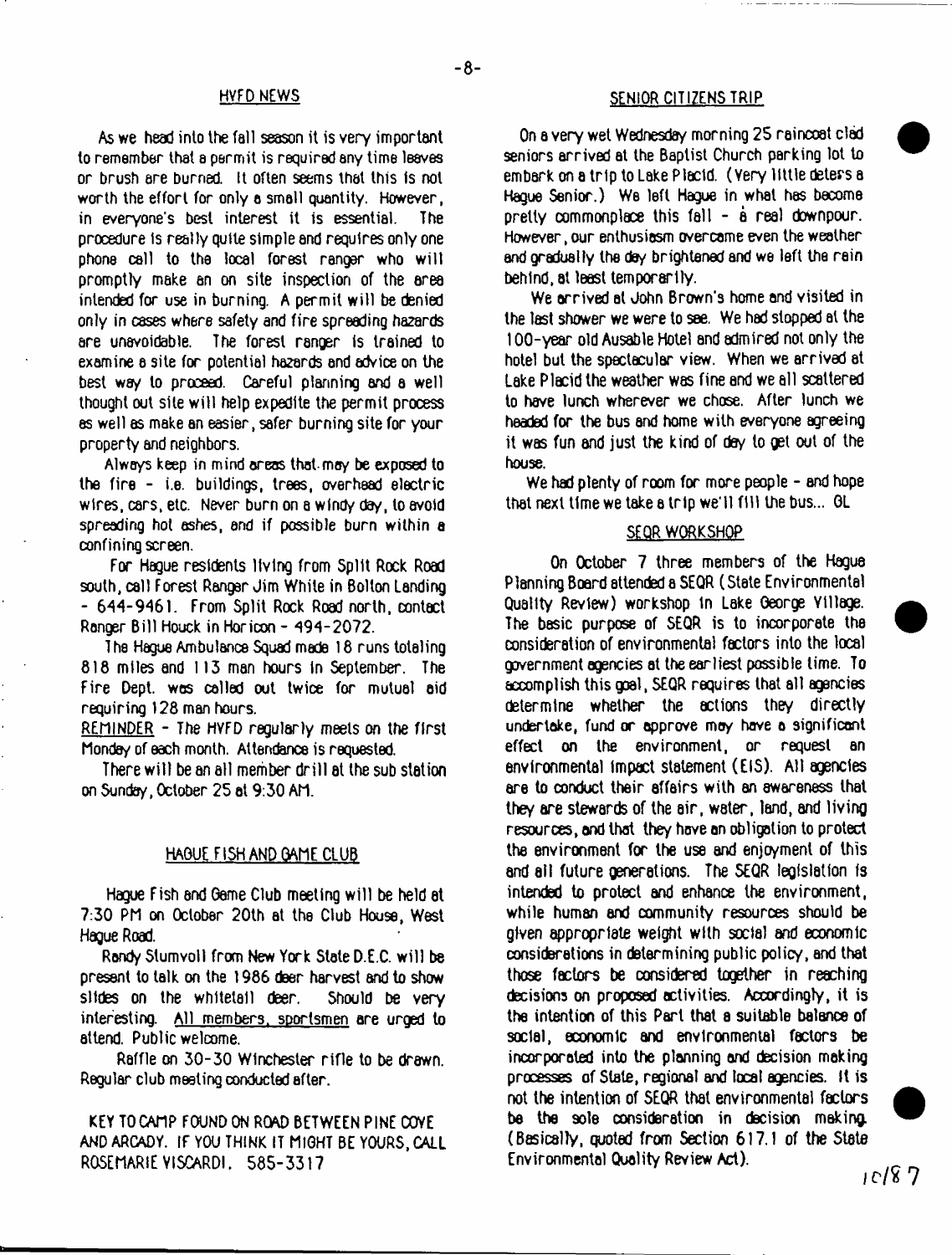## HVFD NEWS

As we head into the fall season it is very important to remember that a permit is required any time leaves or brush are burned. It often seems that this is not worth the effort for only a small quantity. However, in everyone's best interest it is essential. The procedure is really quite simple and requires only one phone call to the local forest ranger who will promptly make an on site inspection of the area intended for use in burning. A permit will be denied only in cases where safety and fire spreading hazards are unavoidable. The forest ranger is trained to examine a site for potential hazards and advice on the best way to proceed. Careful planning and a well thought out site will help expedite the permit process as well as make an easier, safer burning site for your property and neighbors.

Always keep in mind areas that may be exposed to the fire - i.e. buildings, trees, overhead electric wires, cars, etc. Never burn on a windy day, to avoid spreading hot ashes, and if possible burn within a confining screen.

For Hague residents living from Split Rock Road south, call Forest Ranger Jim White in Bolton Landing - 644-9461. From Split Rock Road north, contact Ranger Bill Houck in Horicon - 494-2072.

The Hague Ambulance Squad made 18 runs totaling 818 miles and 113 man hours in September. The Fire Dept. was called out twice for mutual aid requiring 128 man hours.

REMINDER - The HVFD regularly meets on the first Monday of each month. Attendance is requested.

There will be an all member drill at the sub station on Sunday, October 25 at 9:30 AM.

## HAGUE FISH AND GAME CLUB

Hague Fish and Game Club meeting will be held at 7:30 PM on October 20th at the Club House, West Hague Road.

Randy Slumvoll from New York State D.E.C. will be present to talk on the 1986 deer harvest and to show slides on the whitetail deer. Should be very interesting. All members, sportsmen are urged to attend. Public welcome.

Raffle on 30-30 Winchester rifle to be drawn. Regular club meeting conducted after.

KEY TO CAMP FOUND ON ROAD BETWEEN PINE COVE AND ARCADY. IF YOU THINK IT MIGHT BE YOURS, CALL ROSEMARIE VISCARDI. 585-3317

## SENIOR CITIZENS TRIP

On a very wet Wednesday morning 25 raincoat clad seniors arrived at the Baptist Church parking lot to embark on a trip to Lake Placid. (Very little deters a Hague Senior.) We left Hague in what has become pretty commonplace this fall - a real downpour. However, our enthusiasm overcame even the weather and gradually the day brightened and we left the rain behind, at least temporarily.

We arrived at John Brown's home and visited in the last shower we were to see. We had stopped at the 100-year old Ausable Hotel and admired not only the hotel but the spectacular view. When we arrived at Lake Placid the weather was fine and we all scattered to have lunch wherever we chose. After lunch we headed for the bus and home with everyone agreeing it was fun and just the kind of day to get out of the house.

We had plenty of room for more people - and hope that next time we take a trip we'll fill the bus... GL

## SEQR WORKSHOP

On October 7 three members of the Hague Planning Board attended a SEQR (State Environmental Quality Review) workshop in Lake George Village. The basic purpose of SEQR is to incorporate the consideration of environmental factors into the local government agencies at the earliest possible time. To accomplish this goal, SEQR requires that all agencies determine whether the actions they directly undertake, fund or approve may have a significant effect on the environment, or request an environmental impact statement (EIS). All agencies are to conduct their affairs with an awareness that they are stewards of the air, water, land, and living resources, and that they have an obligation to protect the environment for the use and enjoyment of this and all future generations. The SEQR legislation is intended to protect and enhance the environment, while human and community resources should be given appropriate weight with social and economic considerations in determining public policy, and that those factors be considered together in reaching decisions on proposed activities. Accordingly, it is the intention of this Part that a suitable balance of social, economic and environmental factors be incorporated into the planning and decision making processes of State, regional and local agencies. It is not the intention of SEQR that environmental factors be the sole consideration in decision making. (Basically, quoted from Section 617.1 of the State Environmental Quality Review Act).

10/87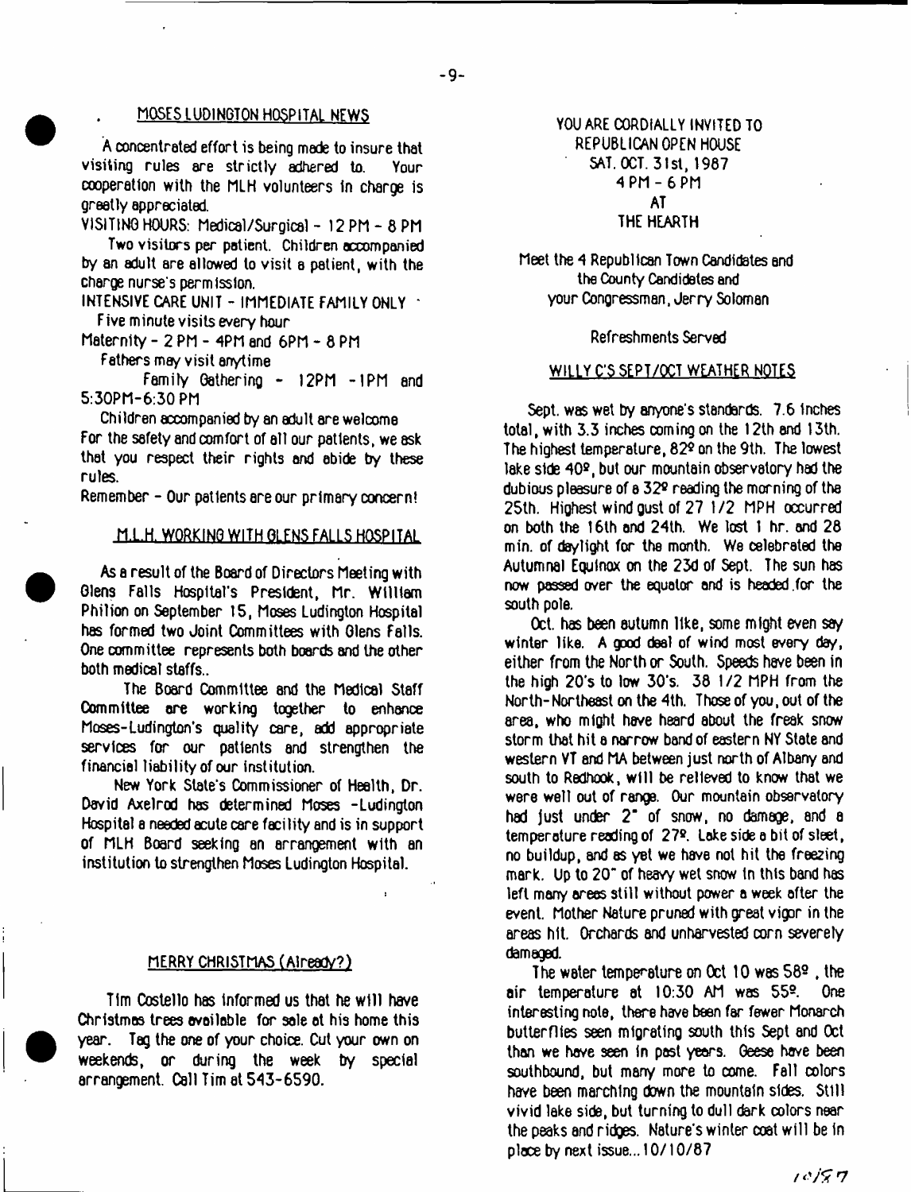## MOSES LUDINGTON HOSPITAL NEWS

A concentrated effort is being made to insure that visiting rules are strictly adhered to. Your cooperation with the MLH volunteers in charge is greatly appreciated.

VISITING HOURS: Medical/Surgical - 12 PM - 8 PM

Two visitors per patient. Children accompanied by an adult are allowed to visit a patient, with the charge nurse's permission.

INTENSIVE CARE UNIT - IMMEDIATE FAMILY ONLY

Five minute visits every hour

Maternity - 2 PM - 4PM and 6PM - 8 PM

Fathers may visit anytime

Family Gathering - 12PM - 1PM and 5:30PM-6:30 PM

Children accompanied by an adult are welcome

For the safety and comfort of all our patients, we ask that you respect their rights and abide by these rules.

Remember - Our patients are our primary concern!

## M.L.H. WORKING WITH GLENS FALLS HOSPITAL

As a result of the Board of Directors Meeting with Glens Falls Hospital's President, Mr. William Philion on September 15, Moses Ludington Hospital has formed two Joint Committees with Glens Falls. One committee represents both boards and the other both medical staffs..

The Board Committee and the Medical Staff Committee are working together to enhance Moses-Ludington's quality care, add appropriate services for our patients and strengthen the financial liability of our institution.

New York State's Commissioner of Health, Dr. David Axelrod has determined Moses -Ludington Hospital a needed acute care facility and is in support of MLH Board seeking an arrangement with an institution to strengthen Moses Ludington Hospital.

## MERRY CHRISTMAS (Already?)

Tim Costello has informed us that he will have Christmas trees available for sale at his home this year. Tag the one of your choice. Cut your own on weekends, or during the week by special arrangement. Call Tim at 543-6590.

YOU ARE CORDIALLY INVITED TO
REPUBLICAN OPEN HOUSE
SAT. OCT. 31st, 1987
4 PM - 6 PM
AT
THE HEARTH

Meet the 4 Republican Town Candidates and the County Candidates and your Congressman, Jerry Soloman

Refreshments Served

## WILLY C'S SEPT/OCT WEATHER NOTES

Sept. was wet by anyone's standards. 7.6 inches total, with 3.3 inches coming on the 12th and 13th. The highest temperature, 82º on the 9th. The lowest lake side 40º, but our mountain observatory had the dubious pleasure of a 32º reading the morning of the 25th. Highest wind gust of 27 1/2 MPH occurred on both the 16th and 24th. We lost 1 hr. and 28 min. of daylight for the month. We celebrated the Autumnal Equinox on the 23d of Sept. The sun has now passed over the equator and is headed for the south pole.

Oct. has been autumn like, some might even say winter like. A good deal of wind most every day, either from the North or South. Speeds have been in the high 20's to low 30's. 38 1/2 MPH from the North-Northeast on the 4th. Those of you, out of the area, who might have heard about the freak snow storm that hit a narrow band of eastern NY State and western VT and MA between just north of Albany and south to Redhook, will be relieved to know that we were well out of range. Our mountain observatory had just under 2" of snow, no damage, and a temperature reading of 27º. Lake side a bit of sleet, no buildup, and as yet we have not hit the freezing mark. Up to 20" of heavy wet snow in this band has left many areas still without power a week after the event. Mother Nature pruned with great vigor in the areas hit. Orchards and unharvested corn severely damaged.

The water temperature on Oct 10 was 58º, the air temperature at 10:30 AM was 55º. One interesting note, there have been far fewer Monarch butterflies seen migrating south this Sept and Oct than we have seen in past years. Geese have been southbound, but many more to come. Fall colors have been marching down the mountain sides. Still vivid lake side, but turning to dull dark colors near the peaks and ridges. Nature's winter coat will be in place by next issue...10/10/87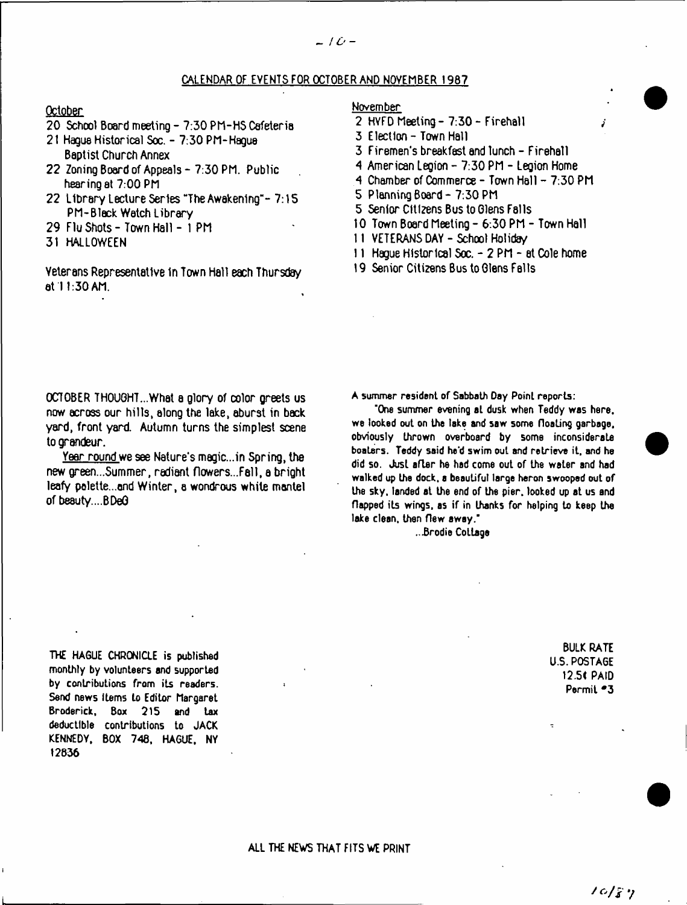## CALENDAR OF EVENTS FOR OCTOBER AND NOVEMBER 1987

**October**

- 20 School Board meeting - 7:30 PM-HS Cafeteria
- 21 Hague Historical Soc. - 7:30 PM-Hague Baptist Church Annex
- 22 Zoning Board of Appeals - 7:30 PM. Public hearing at 7:00 PM
- 22 Library Lecture Series "The Awakening" - 7:15 PM-Black Watch Library
- 29 Flu Shots - Town Hall - 1 PM
- 31 HALLOWEEN

Veterans Representative in Town Hall each Thursday at 11:30 AM.

**November**

- 2 HVFD Meeting - 7:30 - Firehall
- 3 Election - Town Hall
- 3 Firemen's breakfast and lunch - Firehall
- 4 American Legion - 7:30 PM - Legion Home
- 4 Chamber of Commerce - Town Hall - 7:30 PM
- 5 Planning Board - 7:30 PM
- 5 Senior Citizens Bus to Glens Falls
- 10 Town Board Meeting - 6:30 PM - Town Hall
- 11 VETERANS DAY - School Holiday
- 11 Hague Historical Soc. - 2 PM - at Cole home
- 19 Senior Citizens Bus to Glens Falls

OCTOBER THOUGHT...What a glory of color greets us now across our hills, along the lake, aburst in back yard, front yard. Autumn turns the simplest scene to grandeur.

Year round we see Nature's magic...in Spring, the new green...Summer, radiant flowers...Fall, a bright leafy palette...and Winter, a wondrous white mantel of beauty....BDeG

A summer resident of Sabbath Day Point reports:

"One summer evening at dusk when Teddy was here, we looked out on the lake and saw some floating garbage, obviously thrown overboard by some inconsiderate boaters. Teddy said he'd swim out and retrieve it, and he did so. Just after he had come out of the water and had walked up the dock, a beautiful large heron swooped out of the sky, landed at the end of the pier, looked up at us and flapped its wings, as if in thanks for helping to keep the lake clean, then flew away."

...Brodie Cottage

THE HAGUE CHRONICLE is published monthly by volunteers and supported by contributions from its readers. Send news items to Editor Margaret Broderick, Box 215 and tax deductible contributions to JACK KENNEDY, BOX 748, HAGUE, NY 12836

BULK RATE
U.S. POSTAGE
12.5¢ PAID
Permit #3

ALL THE NEWS THAT FITS WE PRINT

10/87